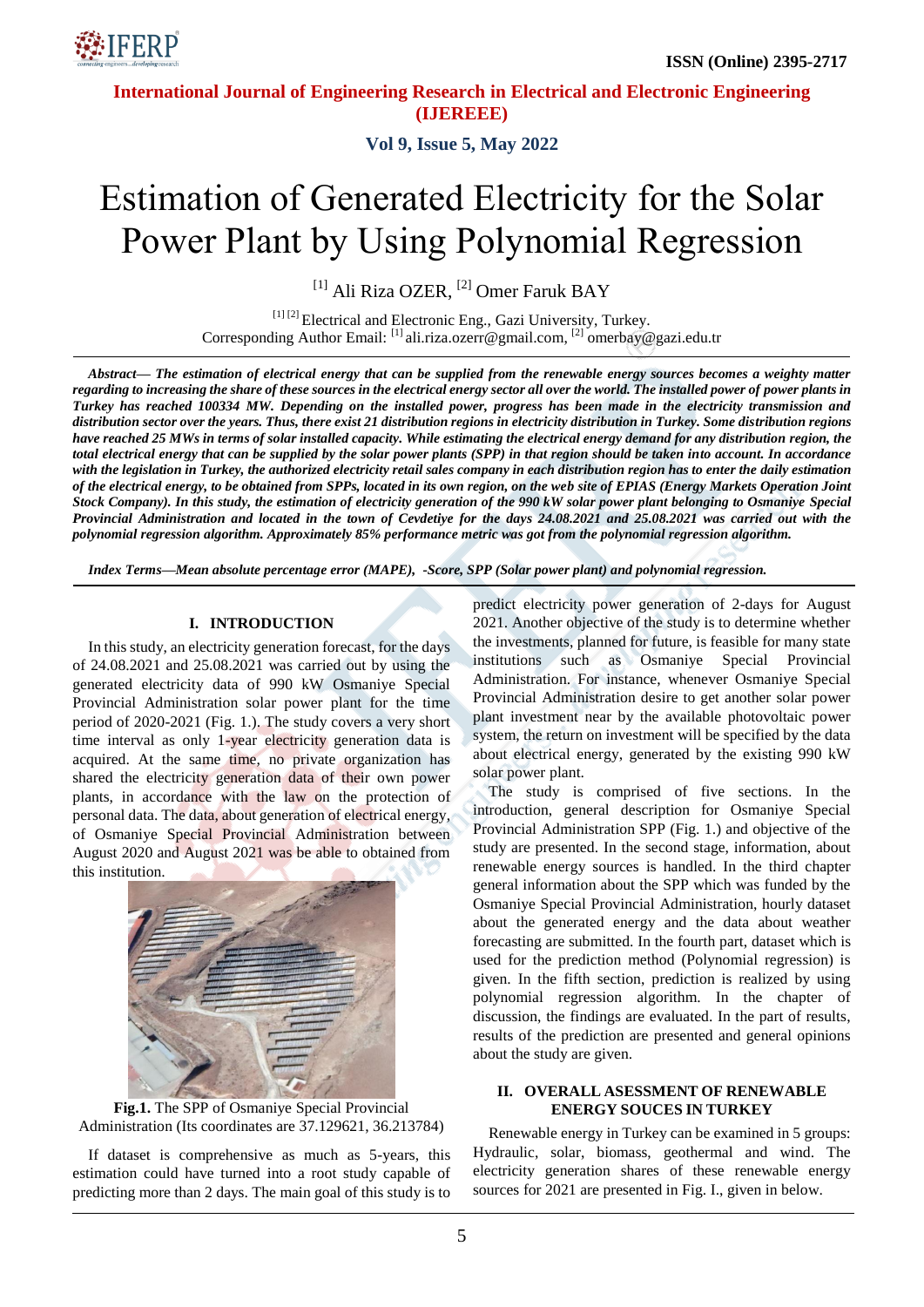# Estimation of Generated Electricity for the Solar Power Plant by Using Polynomial Regression

[1] Ali Riza OZER, [2] Omer Faruk BAY

[1] [2] Electrical and Electronic Eng., Gazi University, Turkey.
Corresponding Author Email: [1] ali.riza.ozerr@gmail.com, [2] omerbay@gazi.edu.tr

***Abstract***— ***The estimation of electrical energy that can be supplied from the renewable energy sources becomes a weighty matter regarding to increasing the share of these sources in the electrical energy sector all over the world. The installed power of power plants in Turkey has reached 100334 MW. Depending on the installed power, progress has been made in the electricity transmission and distribution sector over the years. Thus, there exist 21 distribution regions in electricity distribution in Turkey. Some distribution regions have reached 25 MWs in terms of solar installed capacity. While estimating the electrical energy demand for any distribution region, the total electrical energy that can be supplied by the solar power plants (SPP) in that region should be taken into account. In accordance with the legislation in Turkey, the authorized electricity retail sales company in each distribution region has to enter the daily estimation of the electrical energy, to be obtained from SPPs, located in its own region, on the web site of EPIAS (Energy Markets Operation Joint Stock Company). In this study, the estimation of electricity generation of the 990 kW solar power plant belonging to Osmaniye Special Provincial Administration and located in the town of Cevdetiye for the days 24.08.2021 and 25.08.2021 was carried out with the polynomial regression algorithm. Approximately 85% performance metric was got from the polynomial regression algorithm.***

***Index Terms***—***Mean absolute percentage error (MAPE), -Score, SPP (Solar power plant) and polynomial regression.***

## I. INTRODUCTION

In this study, an electricity generation forecast, for the days of 24.08.2021 and 25.08.2021 was carried out by using the generated electricity data of 990 kW Osmaniye Special Provincial Administration solar power plant for the time period of 2020-2021 (Fig. 1.). The study covers a very short time interval as only 1-year electricity generation data is acquired. At the same time, no private organization has shared the electricity generation data of their own power plants, in accordance with the law on the protection of personal data. The data, about generation of electrical energy, of Osmaniye Special Provincial Administration between August 2020 and August 2021 was be able to obtained from this institution.

**Fig.1.** The SPP of Osmaniye Special Provincial Administration (Its coordinates are 37.129621, 36.213784)

If dataset is comprehensive as much as 5-years, this estimation could have turned into a root study capable of predicting more than 2 days. The main goal of this study is to predict electricity power generation of 2-days for August 2021. Another objective of the study is to determine whether the investments, planned for future, is feasible for many state institutions such as Osmaniye Special Provincial Administration. For instance, whenever Osmaniye Special Provincial Administration desire to get another solar power plant investment near by the available photovoltaic power system, the return on investment will be specified by the data about electrical energy, generated by the existing 990 kW solar power plant.

The study is comprised of five sections. In the introduction, general description for Osmaniye Special Provincial Administration SPP (Fig. 1.) and objective of the study are presented. In the second stage, information, about renewable energy sources is handled. In the third chapter general information about the SPP which was funded by the Osmaniye Special Provincial Administration, hourly dataset about the generated energy and the data about weather forecasting are submitted. In the fourth part, dataset which is used for the prediction method (Polynomial regression) is given. In the fifth section, prediction is realized by using polynomial regression algorithm. In the chapter of discussion, the findings are evaluated. In the part of results, results of the prediction are presented and general opinions about the study are given.

## II. OVERALL ASESSMENT OF RENEWABLE ENERGY SOUCES IN TURKEY

Renewable energy in Turkey can be examined in 5 groups: Hydraulic, solar, biomass, geothermal and wind. The electricity generation shares of these renewable energy sources for 2021 are presented in Fig. I., given in below.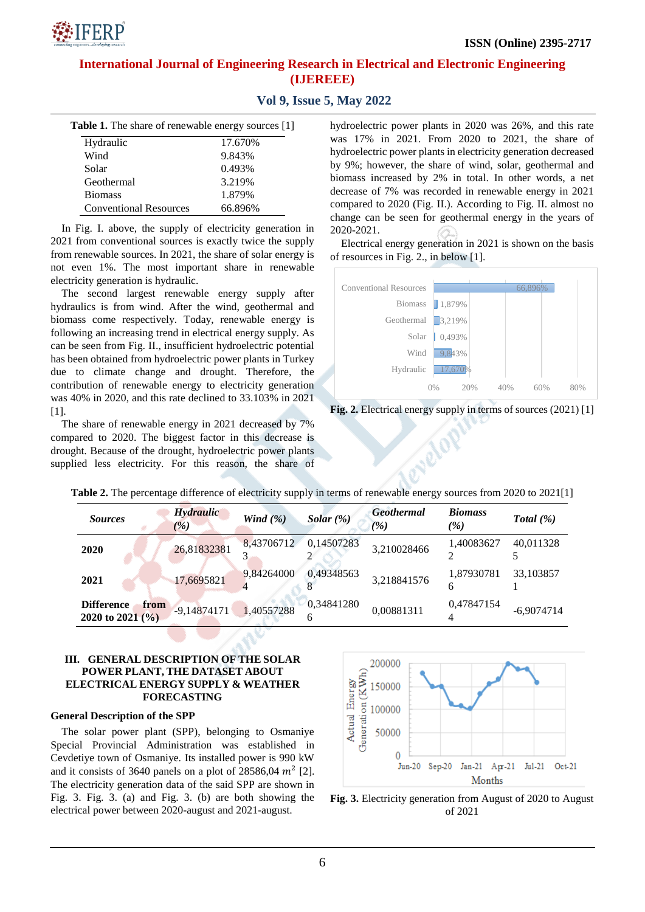**Table 1.** The share of renewable energy sources [1]

| | |
|---|---|
| Hydraulic | 17.670% |
| Wind | 9.843% |
| Solar | 0.493% |
| Geothermal | 3.219% |
| Biomass | 1.879% |
| Conventional Resources | 66.896% |

In Fig. I. above, the supply of electricity generation in 2021 from conventional sources is exactly twice the supply from renewable sources. In 2021, the share of solar energy is not even 1%. The most important share in renewable electricity generation is hydraulic.

The second largest renewable energy supply after hydraulics is from wind. After the wind, geothermal and biomass come respectively. Today, renewable energy is following an increasing trend in electrical energy supply. As can be seen from Fig. II., insufficient hydroelectric potential has been obtained from hydroelectric power plants in Turkey due to climate change and drought. Therefore, the contribution of renewable energy to electricity generation was 40% in 2020, and this rate declined to 33.103% in 2021 [1].

The share of renewable energy in 2021 decreased by 7% compared to 2020. The biggest factor in this decrease is drought. Because of the drought, hydroelectric power plants supplied less electricity. For this reason, the share of hydroelectric power plants in 2020 was 26%, and this rate was 17% in 2021. From 2020 to 2021, the share of hydroelectric power plants in electricity generation decreased by 9%; however, the share of wind, solar, geothermal and biomass increased by 2% in total. In other words, a net decrease of 7% was recorded in renewable energy in 2021 compared to 2020 (Fig. II.). According to Fig. II. almost no change can be seen for geothermal energy in the years of 2020-2021.

Electrical energy generation in 2021 is shown on the basis of resources in Fig. 2., in below [1].

**Fig. 2.** Electrical energy supply in terms of sources (2021) [1]

**Table 2.** The percentage difference of electricity supply in terms of renewable energy sources from 2020 to 2021[1]

| *Sources* | *Hydraulic (%)* | *Wind (%)* | *Solar (%)* | *Geothermal (%)* | *Biomass (%)* | *Total (%)* |
|---|---|---|---|---|---|---|
| **2020** | 26,81832381 | 8,437067123 | 0,145072832 | 3,210028466 | 1,400836272 | 40,0113285 |
| **2021** | 17,6695821 | 9,842640004 | 0,493485638 | 3,218841576 | 1,879307816 | 33,1038571 |
| **Difference from 2020 to 2021 (%)** | -9,14874171 | 1,40557288 | 0,348412806 | 0,00881311 | 0,478471544 | -6,9074714 |

## III. GENERAL DESCRIPTION OF THE SOLAR POWER PLANT, THE DATASET ABOUT ELECTRICAL ENERGY SUPPLY & WEATHER FORECASTING

### General Description of the SPP

The solar power plant (SPP), belonging to Osmaniye Special Provincial Administration was established in Cevdetiye town of Osmaniye. Its installed power is 990 kW and it consists of 3640 panels on a plot of 28586,04 $m^2$ [2]. The electricity generation data of the said SPP are shown in Fig. 3. Fig. 3. (a) and Fig. 3. (b) are both showing the electrical power between 2020-august and 2021-august.

**Fig. 3.** Electricity generation from August of 2020 to August of 2021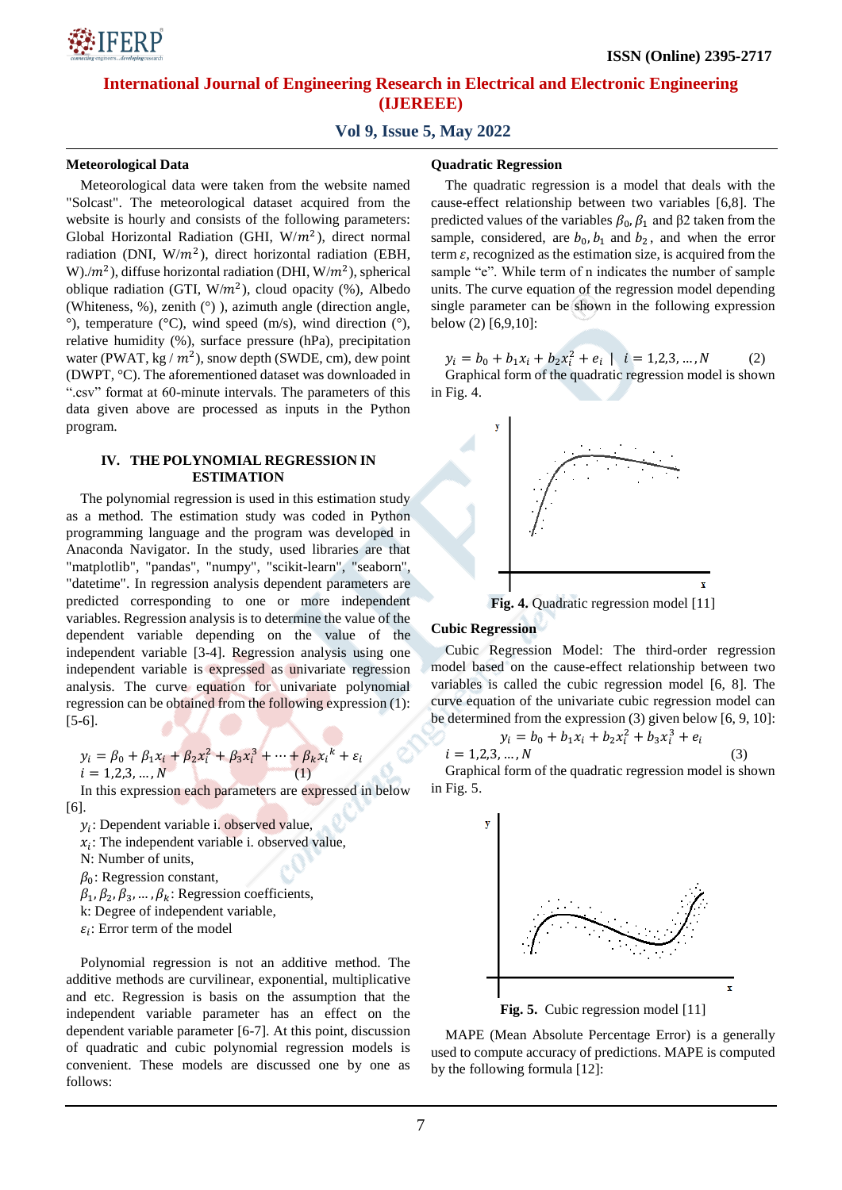### Meteorological Data

Meteorological data were taken from the website named "Solcast". The meteorological dataset acquired from the website is hourly and consists of the following parameters: Global Horizontal Radiation (GHI, W/$m^2$), direct normal radiation (DNI, W/$m^2$), direct horizontal radiation (EBH, W)./$m^2$), diffuse horizontal radiation (DHI, W/$m^2$), spherical oblique radiation (GTI, W/$m^2$), cloud opacity (%), Albedo (Whiteness, %), zenith (°) ), azimuth angle (direction angle, °), temperature (°C), wind speed (m/s), wind direction (°), relative humidity (%), surface pressure (hPa), precipitation water (PWAT, kg / $m^2$), snow depth (SWDE, cm), dew point (DWPT, °C). The aforementioned dataset was downloaded in ".csv" format at 60-minute intervals. The parameters of this data given above are processed as inputs in the Python program.

## IV. THE POLYNOMIAL REGRESSION IN ESTIMATION

The polynomial regression is used in this estimation study as a method. The estimation study was coded in Python programming language and the program was developed in Anaconda Navigator. In the study, used libraries are that "matplotlib", "pandas", "numpy", "scikit-learn", "seaborn", "datetime". In regression analysis dependent parameters are predicted corresponding to one or more independent variables. Regression analysis is to determine the value of the dependent variable depending on the value of the independent variable [3-4]. Regression analysis using one independent variable is expressed as univariate regression analysis. The curve equation for univariate polynomial regression can be obtained from the following expression (1): [5-6].

$$y_i = \beta_0 + \beta_1 x_i + \beta_2 x_i^2 + \beta_3 x_i^3 + \cdots + \beta_k {x_i}^k + \varepsilon_i \quad i = 1,2,3,\ldots,N \qquad (1)$$

In this expression each parameters are expressed in below [6].

$y_i$: Dependent variable i. observed value,
$x_i$: The independent variable i. observed value,
N: Number of units,
$\beta_0$: Regression constant,
$\beta_1, \beta_2, \beta_3, \ldots, \beta_k$: Regression coefficients,
k: Degree of independent variable,
$\varepsilon_i$: Error term of the model

Polynomial regression is not an additive method. The additive methods are curvilinear, exponential, multiplicative and etc. Regression is basis on the assumption that the independent variable parameter has an effect on the dependent variable parameter [6-7]. At this point, discussion of quadratic and cubic polynomial regression models is convenient. These models are discussed one by one as follows:

### Quadratic Regression

The quadratic regression is a model that deals with the cause-effect relationship between two variables [6,8]. The predicted values of the variables $\beta_0, \beta_1$ and β2 taken from the sample, considered, are $b_0, b_1$ and $b_2$, and when the error term $\varepsilon$, recognized as the estimation size, is acquired from the sample "e". While term of n indicates the number of sample units. The curve equation of the regression model depending single parameter can be shown in the following expression below (2) [6,9,10]:

$$y_i = b_0 + b_1 x_i + b_2 x_i^2 + e_i \;|\; i = 1,2,3,\ldots,N \qquad (2)$$

Graphical form of the quadratic regression model is shown in Fig. 4.

**Fig. 4.** Quadratic regression model [11]

### Cubic Regression

Cubic Regression Model: The third-order regression model based on the cause-effect relationship between two variables is called the cubic regression model [6, 8]. The curve equation of the univariate cubic regression model can be determined from the expression (3) given below [6, 9, 10]:

$$y_i = b_0 + b_1 x_i + b_2 x_i^2 + b_3 x_i^3 + e_i \quad i = 1,2,3,\ldots,N \qquad (3)$$

Graphical form of the quadratic regression model is shown in Fig. 5.

**Fig. 5.** Cubic regression model [11]

MAPE (Mean Absolute Percentage Error) is a generally used to compute accuracy of predictions. MAPE is computed by the following formula [12]: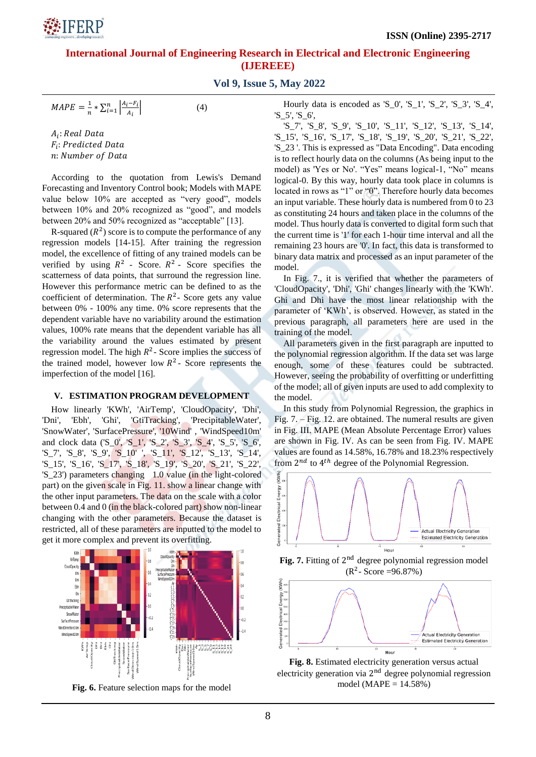$$MAPE = \frac{1}{n} * \sum_{i=1}^{n} \left| \frac{A_i - F_i}{A_i} \right| \quad (4)$$

$A_i$: *Real Data*
$F_i$: *Predicted Data*
$n$: *Number of Data*

According to the quotation from Lewis's Demand Forecasting and Inventory Control book; Models with MAPE value below 10% are accepted as "very good", models between 10% and 20% recognized as "good", and models between 20% and 50% recognized as "acceptable" [13].

R-squared ($R^2$) score is to compute the performance of any regression models [14-15]. After training the regression model, the excellence of fitting of any trained models can be verified by using $R^2$ - Score. $R^2$ - Score specifies the scatterness of data points, that surround the regression line. However this performance metric can be defined to as the coefficient of determination. The $R^2$- Score gets any value between 0% - 100% any time. 0% score represents that the dependent variable have no variability around the estimation values, 100% rate means that the dependent variable has all the variability around the values estimated by present regression model. The high $R^2$- Score implies the success of the trained model, however low $R^2$- Score represents the imperfection of the model [16].

## V. ESTIMATION PROGRAM DEVELOPMENT

How linearly 'KWh', 'AirTemp', 'CloudOpacity', 'Dhi', 'Dni', 'Ebh', 'Ghi', 'GtiTracking', 'PrecipitableWater', 'SnowWater', 'SurfacePressure', '10Wind' , 'WindSpeed10m' and clock data ('S_0', 'S_1', 'S_2', 'S_3', 'S_4', 'S_5', 'S_6', 'S_7', 'S_8', 'S_9', 'S_10' , 'S_11', 'S_12', 'S_13', 'S_14', 'S_15', 'S_16', 'S_17', 'S_18', 'S_19', 'S_20', 'S_21', 'S_22', 'S_23') parameters changing 1.0 value (in the light-colored part) on the given scale in Fig. 11. show a linear change with the other input parameters. The data on the scale with a color between 0.4 and 0 (in the black-colored part) show non-linear changing with the other parameters. Because the dataset is restricted, all of these parameters are inputted to the model to get it more complex and prevent its overfitting.

Fig. 6. Feature selection maps for the model

Hourly data is encoded as 'S_0', 'S_1', 'S_2', 'S_3', 'S_4', 'S_5', 'S_6',

'S_7', 'S_8', 'S_9', 'S_10', 'S_11', 'S_12', 'S_13', 'S_14', 'S_15', 'S_16', 'S_17', 'S_18', 'S_19', 'S_20', 'S_21', 'S_22', 'S_23 '. This is expressed as "Data Encoding". Data encoding is to reflect hourly data on the columns (As being input to the model) as 'Yes or No'. "Yes" means logical-1, "No" means logical-0. By this way, hourly data took place in columns is located in rows as "1" or "0". Therefore hourly data becomes an input variable. These hourly data is numbered from 0 to 23 as constituting 24 hours and taken place in the columns of the model. Thus hourly data is converted to digital form such that the current time is '1' for each 1-hour time interval and all the remaining 23 hours are '0'. In fact, this data is transformed to binary data matrix and processed as an input parameter of the model.

In Fig. 7., it is verified that whether the parameters of 'CloudOpacity', 'Dhi', 'Ghi' changes linearly with the 'KWh'. Ghi and Dhi have the most linear relationship with the parameter of 'KWh', is observed. However, as stated in the previous paragraph, all parameters here are used in the training of the model.

All parameters given in the first paragraph are inputted to the polynomial regression algorithm. If the data set was large enough, some of these features could be subtracted. However, seeing the probability of overfitting or underfitting of the model; all of given inputs are used to add complexity to the model.

In this study from Polynomial Regression, the graphics in Fig. 7. – Fig. 12. are obtained. The numeral results are given in Fig. III. MAPE (Mean Absolute Percentage Error) values are shown in Fig. IV. As can be seen from Fig. IV. MAPE values are found as 14.58%, 16.78% and 18.23% respectively from $2^{nd}$ to $4^{th}$ degree of the Polynomial Regression.

**Fig. 7.** Fitting of $2^{nd}$ degree polynomial regression model ($R^2$- Score =96.87%)

**Fig. 8.** Estimated electricity generation versus actual electricity generation via $2^{nd}$ degree polynomial regression model (MAPE = 14.58%)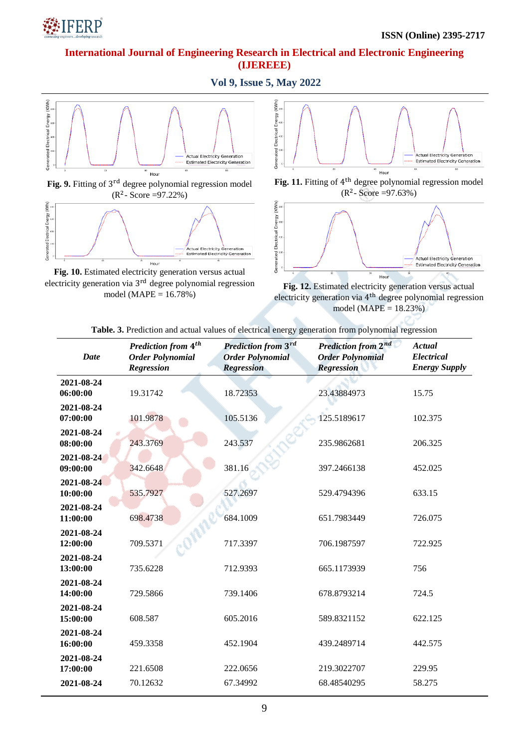**Fig. 9.** Fitting of 3rd degree polynomial regression model ($R^2$ - Score =97.22%)

**Fig. 10.** Estimated electricity generation versus actual electricity generation via 3rd degree polynomial regression model (MAPE = 16.78%)

**Fig. 11.** Fitting of 4th degree polynomial regression model ($R^2$ - Score =97.63%)

**Fig. 12.** Estimated electricity generation versus actual electricity generation via 4th degree polynomial regression model (MAPE = 18.23%)

**Table. 3.** Prediction and actual values of electrical energy generation from polynomial regression

| *Date* | *Prediction from 4th Order Polynomial Regression* | *Prediction from 3rd Order Polynomial Regression* | *Prediction from 2nd Order Polynomial Regression* | *Actual Electrical Energy Supply* |
|---|---|---|---|---|
| **2021-08-24 06:00:00** | 19.31742 | 18.72353 | 23.43884973 | 15.75 |
| **2021-08-24 07:00:00** | 101.9878 | 105.5136 | 125.5189617 | 102.375 |
| **2021-08-24 08:00:00** | 243.3769 | 243.537 | 235.9862681 | 206.325 |
| **2021-08-24 09:00:00** | 342.6648 | 381.16 | 397.2466138 | 452.025 |
| **2021-08-24 10:00:00** | 535.7927 | 527.2697 | 529.4794396 | 633.15 |
| **2021-08-24 11:00:00** | 698.4738 | 684.1009 | 651.7983449 | 726.075 |
| **2021-08-24 12:00:00** | 709.5371 | 717.3397 | 706.1987597 | 722.925 |
| **2021-08-24 13:00:00** | 735.6228 | 712.9393 | 665.1173939 | 756 |
| **2021-08-24 14:00:00** | 729.5866 | 739.1406 | 678.8793214 | 724.5 |
| **2021-08-24 15:00:00** | 608.587 | 605.2016 | 589.8321152 | 622.125 |
| **2021-08-24 16:00:00** | 459.3358 | 452.1904 | 439.2489714 | 442.575 |
| **2021-08-24 17:00:00** | 221.6508 | 222.0656 | 219.3022707 | 229.95 |
| **2021-08-24** | 70.12632 | 67.34992 | 68.48540295 | 58.275 |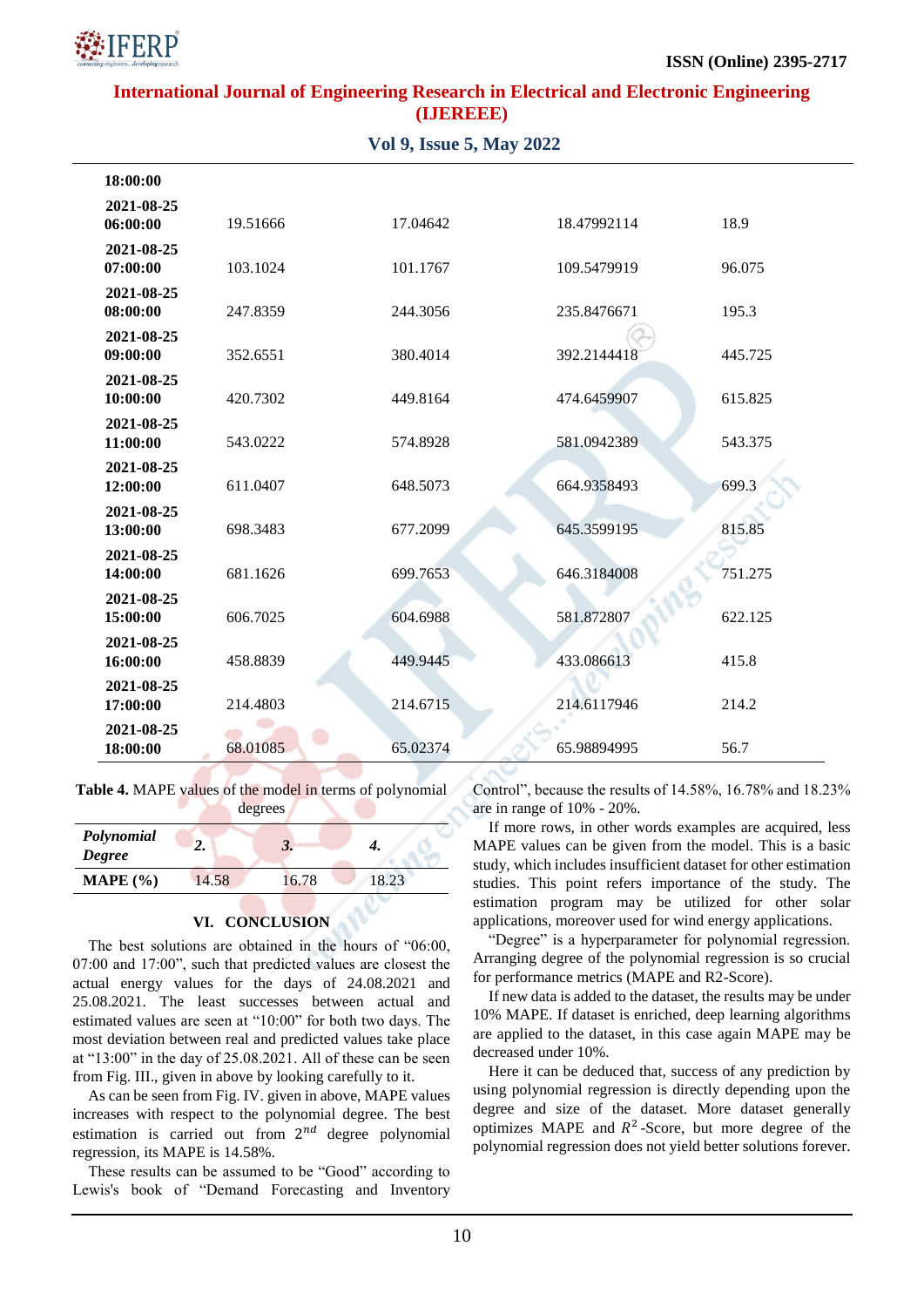| | | | | |
|---|---|---|---|---|
| **18:00:00** | | | | |
| **2021-08-25 06:00:00** | 19.51666 | 17.04642 | 18.47992114 | 18.9 |
| **2021-08-25 07:00:00** | 103.1024 | 101.1767 | 109.5479919 | 96.075 |
| **2021-08-25 08:00:00** | 247.8359 | 244.3056 | 235.8476671 | 195.3 |
| **2021-08-25 09:00:00** | 352.6551 | 380.4014 | 392.2144418 | 445.725 |
| **2021-08-25 10:00:00** | 420.7302 | 449.8164 | 474.6459907 | 615.825 |
| **2021-08-25 11:00:00** | 543.0222 | 574.8928 | 581.0942389 | 543.375 |
| **2021-08-25 12:00:00** | 611.0407 | 648.5073 | 664.9358493 | 699.3 |
| **2021-08-25 13:00:00** | 698.3483 | 677.2099 | 645.3599195 | 815.85 |
| **2021-08-25 14:00:00** | 681.1626 | 699.7653 | 646.3184008 | 751.275 |
| **2021-08-25 15:00:00** | 606.7025 | 604.6988 | 581.872807 | 622.125 |
| **2021-08-25 16:00:00** | 458.8839 | 449.9445 | 433.086613 | 415.8 |
| **2021-08-25 17:00:00** | 214.4803 | 214.6715 | 214.6117946 | 214.2 |
| **2021-08-25 18:00:00** | 68.01085 | 65.02374 | 65.98894995 | 56.7 |

**Table 4.** MAPE values of the model in terms of polynomial degrees

| *Polynomial Degree* | *2.* | *3.* | *4.* |
|---|---|---|---|
| **MAPE (%)** | 14.58 | 16.78 | 18.23 |

## VI. CONCLUSION

The best solutions are obtained in the hours of "06:00, 07:00 and 17:00", such that predicted values are closest the actual energy values for the days of 24.08.2021 and 25.08.2021. The least successes between actual and estimated values are seen at "10:00" for both two days. The most deviation between real and predicted values take place at "13:00" in the day of 25.08.2021. All of these can be seen from Fig. III., given in above by looking carefully to it.

As can be seen from Fig. IV. given in above, MAPE values increases with respect to the polynomial degree. The best estimation is carried out from $2^{nd}$ degree polynomial regression, its MAPE is 14.58%.

These results can be assumed to be "Good" according to Lewis's book of "Demand Forecasting and Inventory Control", because the results of 14.58%, 16.78% and 18.23% are in range of 10% - 20%.

If more rows, in other words examples are acquired, less MAPE values can be given from the model. This is a basic study, which includes insufficient dataset for other estimation studies. This point refers importance of the study. The estimation program may be utilized for other solar applications, moreover used for wind energy applications.

"Degree" is a hyperparameter for polynomial regression. Arranging degree of the polynomial regression is so crucial for performance metrics (MAPE and R2-Score).

If new data is added to the dataset, the results may be under 10% MAPE. If dataset is enriched, deep learning algorithms are applied to the dataset, in this case again MAPE may be decreased under 10%.

Here it can be deduced that, success of any prediction by using polynomial regression is directly depending upon the degree and size of the dataset. More dataset generally optimizes MAPE and $R^2$-Score, but more degree of the polynomial regression does not yield better solutions forever.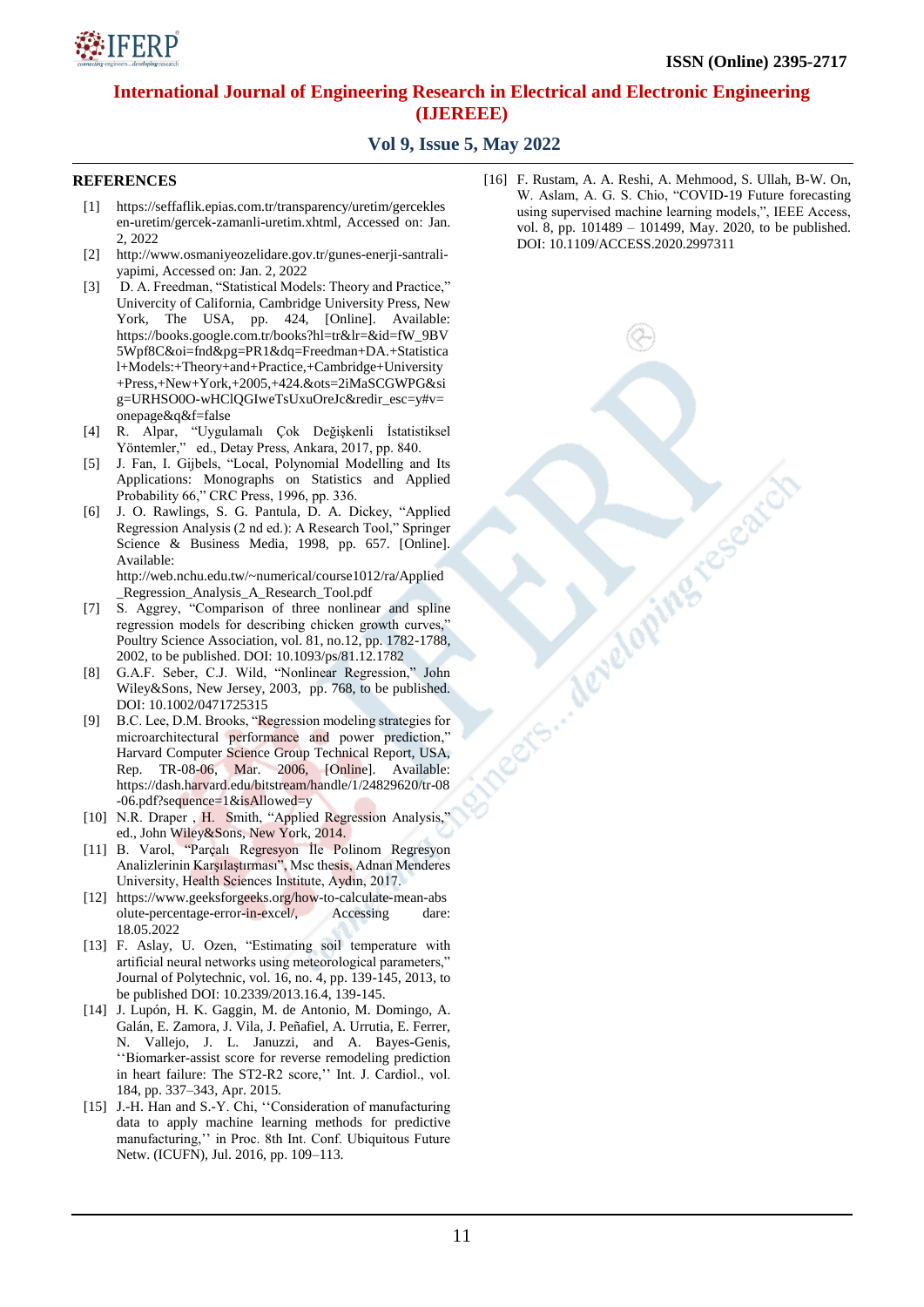## REFERENCES

[1] https://seffaflik.epias.com.tr/transparency/uretim/gercekles en-uretim/gercek-zamanli-uretim.xhtml, Accessed on: Jan. 2, 2022

[2] http://www.osmaniyeozelidare.gov.tr/gunes-enerji-santrali-yapimi, Accessed on: Jan. 2, 2022

[3] D. A. Freedman, "Statistical Models: Theory and Practice," Univercity of California, Cambridge University Press, New York, The USA, pp. 424, [Online]. Available: https://books.google.com.tr/books?hl=tr&lr=&id=fW_9BV5Wpf8C&oi=fnd&pg=PR1&dq=Freedman+DA.+Statistical+Models:+Theory+and+Practice,+Cambridge+University+Press,+New+York,+2005,+424.&ots=2iMaSCGWPG&sig=URHSO0O-wHClQGIweTsUxuOreJc&redir_esc=y#v=onepage&q&f=false

[4] R. Alpar, "Uygulamalı Çok Değişkenli İstatistiksel Yöntemler," ed., Detay Press, Ankara, 2017, pp. 840.

[5] J. Fan, I. Gijbels, "Local, Polynomial Modelling and Its Applications: Monographs on Statistics and Applied Probability 66," CRC Press, 1996, pp. 336.

[6] J. O. Rawlings, S. G. Pantula, D. A. Dickey, "Applied Regression Analysis (2 nd ed.): A Research Tool," Springer Science & Business Media, 1998, pp. 657. [Online]. Available: http://web.nchu.edu.tw/~numerical/course1012/ra/Applied_Regression_Analysis_A_Research_Tool.pdf

[7] S. Aggrey, "Comparison of three nonlinear and spline regression models for describing chicken growth curves," Poultry Science Association, vol. 81, no.12, pp. 1782-1788, 2002, to be published. DOI: 10.1093/ps/81.12.1782

[8] G.A.F. Seber, C.J. Wild, "Nonlinear Regression," John Wiley&Sons, New Jersey, 2003, pp. 768, to be published. DOI: 10.1002/0471725315

[9] B.C. Lee, D.M. Brooks, "Regression modeling strategies for microarchitectural performance and power prediction," Harvard Computer Science Group Technical Report, USA, Rep. TR-08-06, Mar. 2006, [Online]. Available: https://dash.harvard.edu/bitstream/handle/1/24829620/tr-08-06.pdf?sequence=1&isAllowed=y

[10] N.R. Draper , H. Smith, "Applied Regression Analysis," ed., John Wiley&Sons, New York, 2014.

[11] B. Varol, "Parçalı Regresyon İle Polinom Regresyon Analizlerinin Karşılaştırması", Msc thesis, Adnan Menderes University, Health Sciences Institute, Aydın, 2017.

[12] https://www.geeksforgeeks.org/how-to-calculate-mean-absolute-percentage-error-in-excel/, Accessing dare: 18.05.2022

[13] F. Aslay, U. Ozen, "Estimating soil temperature with artificial neural networks using meteorological parameters," Journal of Polytechnic, vol. 16, no. 4, pp. 139-145, 2013, to be published DOI: 10.2339/2013.16.4, 139-145.

[14] J. Lupón, H. K. Gaggin, M. de Antonio, M. Domingo, A. Galán, E. Zamora, J. Vila, J. Peñafiel, A. Urrutia, E. Ferrer, N. Vallejo, J. L. Januzzi, and A. Bayes-Genis, ''Biomarker-assist score for reverse remodeling prediction in heart failure: The ST2-R2 score,'' Int. J. Cardiol., vol. 184, pp. 337–343, Apr. 2015.

[15] J.-H. Han and S.-Y. Chi, ''Consideration of manufacturing data to apply machine learning methods for predictive manufacturing,'' in Proc. 8th Int. Conf. Ubiquitous Future Netw. (ICUFN), Jul. 2016, pp. 109–113.

[16] F. Rustam, A. A. Reshi, A. Mehmood, S. Ullah, B-W. On, W. Aslam, A. G. S. Chio, "COVID-19 Future forecasting using supervised machine learning models,", IEEE Access, vol. 8, pp. 101489 – 101499, May. 2020, to be published. DOI: 10.1109/ACCESS.2020.2997311